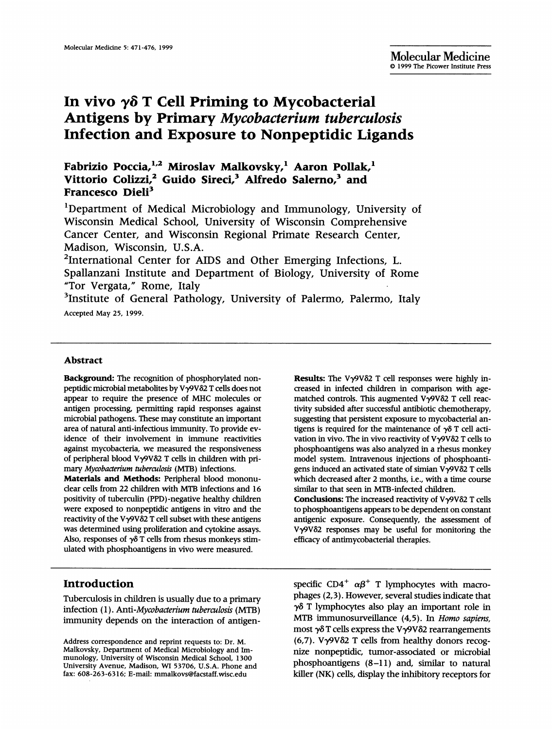# In vivo γδ T Cell Priming to Mycobacterial Antigens by Primary *Mycobacterium tuberculosis* Infection and Exposure to Nonpeptidic Ligands

**Fabrizio Poccia,[1,2] Miroslav Malkovsky,[1] Aaron Pollak,[1] Vittorio Colizzi,[2] Guido Sireci,[3] Alfredo Salerno,[3] and Francesco Dieli[3]**

[1]Department of Medical Microbiology and Immunology, University of Wisconsin Medical School, University of Wisconsin Comprehensive Cancer Center, and Wisconsin Regional Primate Research Center, Madison, Wisconsin, U.S.A.

[2]International Center for AIDS and Other Emerging Infections, L. Spallanzani Institute and Department of Biology, University of Rome "Tor Vergata," Rome, Italy

[3]Institute of General Pathology, University of Palermo, Palermo, Italy

Accepted May 25, 1999.

## Abstract

**Background:** The recognition of phosphorylated nonpeptidic microbial metabolites by Vγ9Vδ2 T cells does not appear to require the presence of MHC molecules or antigen processing, permitting rapid responses against microbial pathogens. These may constitute an important area of natural anti-infectious immunity. To provide evidence of their involvement in immune reactivities against mycobacteria, we measured the responsiveness of peripheral blood Vγ9Vδ2 T cells in children with primary *Mycobacterium tuberculosis* (MTB) infections.

**Materials and Methods:** Peripheral blood mononuclear cells from 22 children with MTB infections and 16 positivity of tuberculin (PPD)-negative healthy children were exposed to nonpeptidic antigens in vitro and the reactivity of the Vγ9Vδ2 T cell subset with these antigens was determined using proliferation and cytokine assays. Also, responses of γδ T cells from rhesus monkeys stimulated with phosphoantigens in vivo were measured.

**Results:** The Vγ9Vδ2 T cell responses were highly increased in infected children in comparison with age-matched controls. This augmented Vγ9Vδ2 T cell reactivity subsided after successful antibiotic chemotherapy, suggesting that persistent exposure to mycobacterial antigens is required for the maintenance of γδ T cell activation in vivo. The in vivo reactivity of Vγ9Vδ2 T cells to phosphoantigens was also analyzed in a rhesus monkey model system. Intravenous injections of phosphoantigens induced an activated state of simian Vγ9Vδ2 T cells which decreased after 2 months, i.e., with a time course similar to that seen in MTB-infected children.

**Conclusions:** The increased reactivity of Vγ9Vδ2 T cells to phosphoantigens appears to be dependent on constant antigenic exposure. Consequently, the assessment of Vγ9Vδ2 responses may be useful for monitoring the efficacy of antimycobacterial therapies.

## Introduction

Tuberculosis in children is usually due to a primary infection (1). Anti-*Mycobacterium tuberculosis* (MTB) immunity depends on the interaction of antigen-specific $CD4^+$ $\alpha\beta^+$ T lymphocytes with macrophages (2,3). However, several studies indicate that γδ T lymphocytes also play an important role in MTB immunosurveillance (4,5). In *Homo sapiens*, most γδ T cells express the Vγ9Vδ2 rearrangements (6,7). Vγ9Vδ2 T cells from healthy donors recognize nonpeptidic, tumor-associated or microbial phosphoantigens (8–11) and, similar to natural killer (NK) cells, display the inhibitory receptors for

Address correspondence and reprint requests to: Dr. M. Malkovsky, Department of Medical Microbiology and Immunology, University of Wisconsin Medical School, 1300 University Avenue, Madison, WI 53706, U.S.A. Phone and fax: 608-263-6316; E-mail: mmalkovs@facstaff.wisc.edu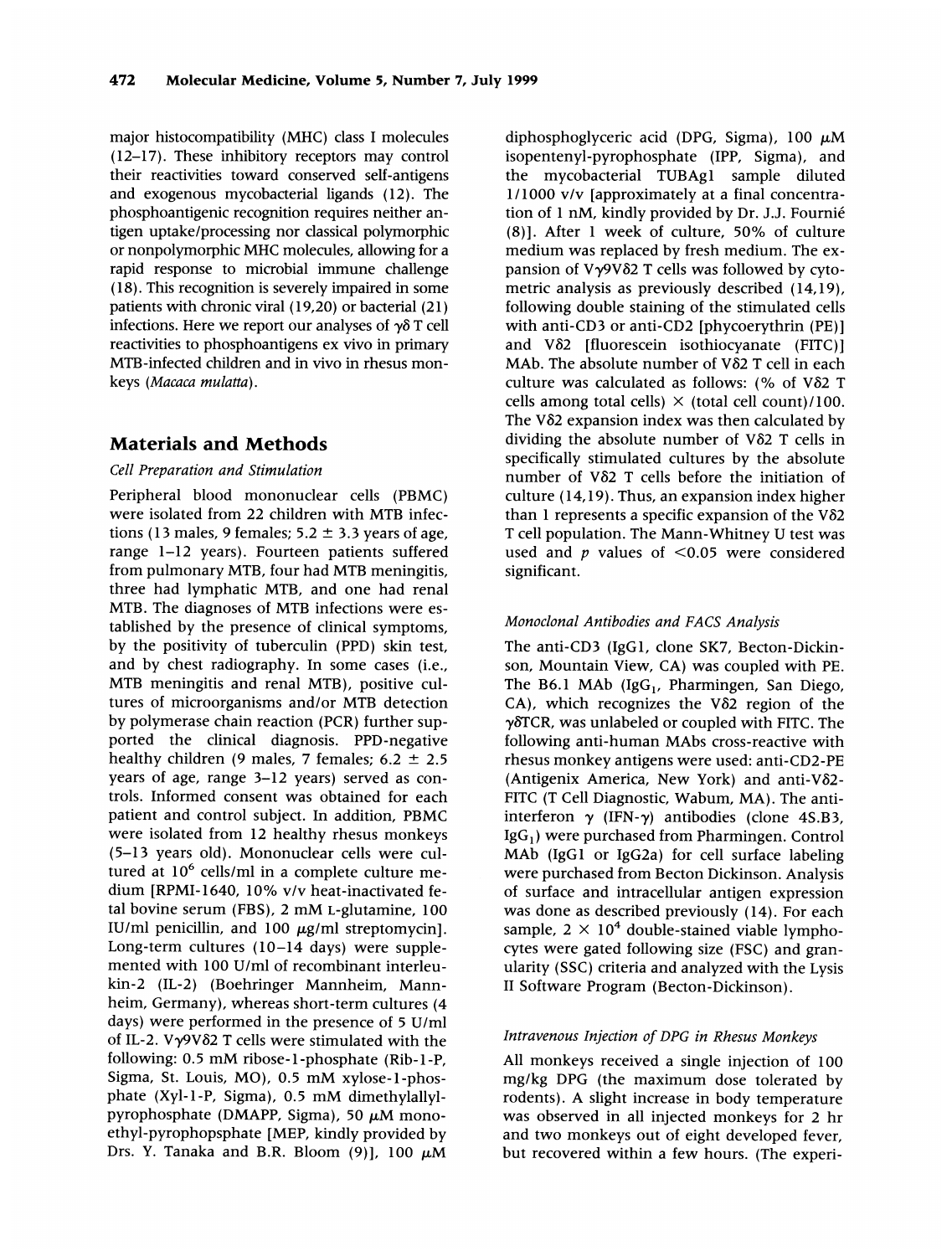major histocompatibility (MHC) class I molecules (12–17). These inhibitory receptors may control their reactivities toward conserved self-antigens and exogenous mycobacterial ligands (12). The phosphoantigenic recognition requires neither antigen uptake/processing nor classical polymorphic or nonpolymorphic MHC molecules, allowing for a rapid response to microbial immune challenge (18). This recognition is severely impaired in some patients with chronic viral (19,20) or bacterial (21) infections. Here we report our analyses of γδ T cell reactivities to phosphoantigens ex vivo in primary MTB-infected children and in vivo in rhesus monkeys (*Macaca mulatta*).

## Materials and Methods

### Cell Preparation and Stimulation

Peripheral blood mononuclear cells (PBMC) were isolated from 22 children with MTB infections (13 males, 9 females; 5.2 ± 3.3 years of age, range 1–12 years). Fourteen patients suffered from pulmonary MTB, four had MTB meningitis, three had lymphatic MTB, and one had renal MTB. The diagnoses of MTB infections were established by the presence of clinical symptoms, by the positivity of tuberculin (PPD) skin test, and by chest radiography. In some cases (i.e., MTB meningitis and renal MTB), positive cultures of microorganisms and/or MTB detection by polymerase chain reaction (PCR) further supported the clinical diagnosis. PPD-negative healthy children (9 males, 7 females; 6.2 ± 2.5 years of age, range 3–12 years) served as controls. Informed consent was obtained for each patient and control subject. In addition, PBMC were isolated from 12 healthy rhesus monkeys (5–13 years old). Mononuclear cells were cultured at $10^6$ cells/ml in a complete culture medium [RPMI-1640, 10% v/v heat-inactivated fetal bovine serum (FBS), 2 mM L-glutamine, 100 IU/ml penicillin, and 100 μg/ml streptomycin]. Long-term cultures (10–14 days) were supplemented with 100 U/ml of recombinant interleukin-2 (IL-2) (Boehringer Mannheim, Mannheim, Germany), whereas short-term cultures (4 days) were performed in the presence of 5 U/ml of IL-2. Vγ9Vδ2 T cells were stimulated with the following: 0.5 mM ribose-1-phosphate (Rib-1-P, Sigma, St. Louis, MO), 0.5 mM xylose-1-phosphate (Xyl-1-P, Sigma), 0.5 mM dimethylallyl-pyrophosphate (DMAPP, Sigma), 50 μM monoethyl-pyrophopsphate [MEP, kindly provided by Drs. Y. Tanaka and B.R. Bloom (9)], 100 μM diphosphoglyceric acid (DPG, Sigma), 100 μM isopentenyl-pyrophosphate (IPP, Sigma), and the mycobacterial TUBAg1 sample diluted 1/1000 v/v [approximately at a final concentration of 1 nM, kindly provided by Dr. J.J. Fournié (8)]. After 1 week of culture, 50% of culture medium was replaced by fresh medium. The expansion of Vγ9Vδ2 T cells was followed by cytometric analysis as previously described (14,19), following double staining of the stimulated cells with anti-CD3 or anti-CD2 [phycoerythrin (PE)] and Vδ2 [fluorescein isothiocyanate (FITC)] MAb. The absolute number of Vδ2 T cell in each culture was calculated as follows: (% of Vδ2 T cells among total cells) × (total cell count)/100. The Vδ2 expansion index was then calculated by dividing the absolute number of Vδ2 T cells in specifically stimulated cultures by the absolute number of Vδ2 T cells before the initiation of culture (14,19). Thus, an expansion index higher than 1 represents a specific expansion of the Vδ2 T cell population. The Mann-Whitney U test was used and $p$ values of $<0.05$ were considered significant.

### Monoclonal Antibodies and FACS Analysis

The anti-CD3 (IgG1, clone SK7, Becton-Dickinson, Mountain View, CA) was coupled with PE. The B6.1 MAb ($IgG_1$, Pharmingen, San Diego, CA), which recognizes the Vδ2 region of the γδTCR, was unlabeled or coupled with FITC. The following anti-human MAbs cross-reactive with rhesus monkey antigens were used: anti-CD2-PE (Antigenix America, New York) and anti-Vδ2-FITC (T Cell Diagnostic, Wabum, MA). The anti-interferon γ (IFN-γ) antibodies (clone 4S.B3, $IgG_1$) were purchased from Pharmingen. Control MAb (IgG1 or IgG2a) for cell surface labeling were purchased from Becton Dickinson. Analysis of surface and intracellular antigen expression was done as described previously (14). For each sample, $2 \times 10^4$ double-stained viable lymphocytes were gated following size (FSC) and granularity (SSC) criteria and analyzed with the Lysis II Software Program (Becton-Dickinson).

### Intravenous Injection of DPG in Rhesus Monkeys

All monkeys received a single injection of 100 mg/kg DPG (the maximum dose tolerated by rodents). A slight increase in body temperature was observed in all injected monkeys for 2 hr and two monkeys out of eight developed fever, but recovered within a few hours. (The experi-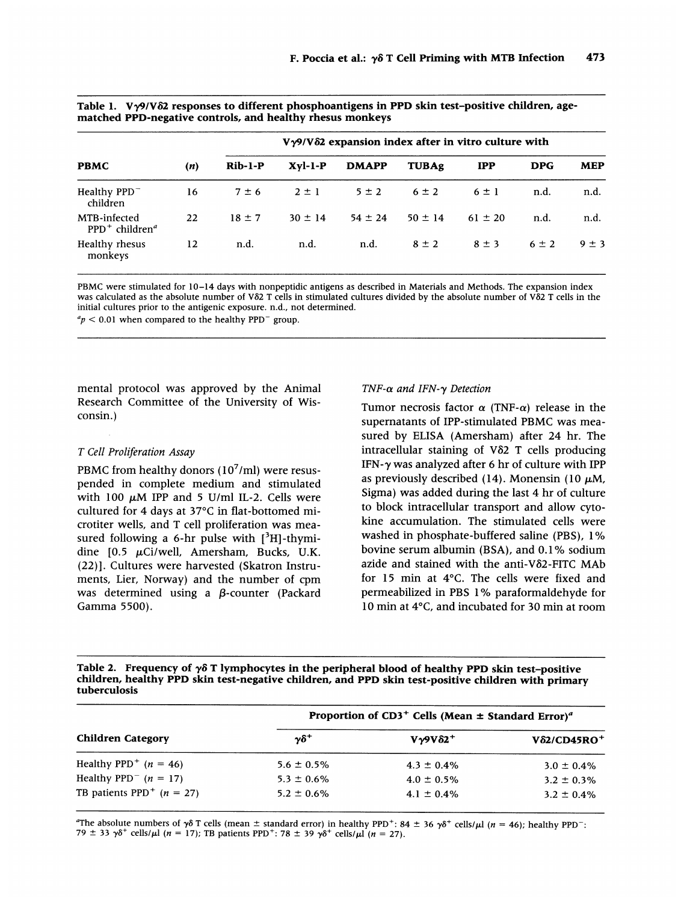**Table 1. Vγ9/Vδ2 responses to different phosphoantigens in PPD skin test–positive children, age-matched PPD-negative controls, and healthy rhesus monkeys**

| PBMC | (n) | Vγ9/Vδ2 expansion index after in vitro culture with | | | | | | |
|---|---|---|---|---|---|---|---|---|
| | | Rib-1-P | Xyl-1-P | DMAPP | TUBAg | IPP | DPG | MEP |
| Healthy PPD⁻ children | 16 | 7 ± 6 | 2 ± 1 | 5 ± 2 | 6 ± 2 | 6 ± 1 | n.d. | n.d. |
| MTB-infected PPD⁺ children[a] | 22 | 18 ± 7 | 30 ± 14 | 54 ± 24 | 50 ± 14 | 61 ± 20 | n.d. | n.d. |
| Healthy rhesus monkeys | 12 | n.d. | n.d. | n.d. | 8 ± 2 | 8 ± 3 | 6 ± 2 | 9 ± 3 |

PBMC were stimulated for 10–14 days with nonpeptidic antigens as described in Materials and Methods. The expansion index was calculated as the absolute number of Vδ2 T cells in stimulated cultures divided by the absolute number of Vδ2 T cells in the initial cultures prior to the antigenic exposure. n.d., not determined.

[a] $p < 0.01$ when compared to the healthy PPD⁻ group.

mental protocol was approved by the Animal Research Committee of the University of Wisconsin.)

### *T Cell Proliferation Assay*

PBMC from healthy donors ($10^7$/ml) were resuspended in complete medium and stimulated with 100 μM IPP and 5 U/ml IL-2. Cells were cultured for 4 days at 37°C in flat-bottomed microtiter wells, and T cell proliferation was measured following a 6-hr pulse with [$^3$H]-thymidine [0.5 μCi/well, Amersham, Bucks, U.K. (22)]. Cultures were harvested (Skatron Instruments, Lier, Norway) and the number of cpm was determined using a β-counter (Packard Gamma 5500).

### *TNF-α and IFN-γ Detection*

Tumor necrosis factor α (TNF-α) release in the supernatants of IPP-stimulated PBMC was measured by ELISA (Amersham) after 24 hr. The intracellular staining of Vδ2 T cells producing IFN-γ was analyzed after 6 hr of culture with IPP as previously described (14). Monensin (10 μM, Sigma) was added during the last 4 hr of culture to block intracellular transport and allow cytokine accumulation. The stimulated cells were washed in phosphate-buffered saline (PBS), 1% bovine serum albumin (BSA), and 0.1% sodium azide and stained with the anti-Vδ2-FITC MAb for 15 min at 4°C. The cells were fixed and permeabilized in PBS 1% paraformaldehyde for 10 min at 4°C, and incubated for 30 min at room

**Table 2. Frequency of γδ T lymphocytes in the peripheral blood of healthy PPD skin test–positive children, healthy PPD skin test-negative children, and PPD skin test-positive children with primary tuberculosis**

| Children Category | Proportion of CD3⁺ Cells (Mean ± Standard Error)[a] | | |
|---|---|---|---|
| | γδ⁺ | Vγ9Vδ2⁺ | Vδ2/CD45RO⁺ |
| Healthy PPD⁺ (n = 46) | 5.6 ± 0.5% | 4.3 ± 0.4% | 3.0 ± 0.4% |
| Healthy PPD⁻ (n = 17) | 5.3 ± 0.6% | 4.0 ± 0.5% | 3.2 ± 0.3% |
| TB patients PPD⁺ (n = 27) | 5.2 ± 0.6% | 4.1 ± 0.4% | 3.2 ± 0.4% |

[a] The absolute numbers of γδ T cells (mean ± standard error) in healthy PPD⁺: 84 ± 36 γδ⁺ cells/μl (n = 46); healthy PPD⁻: 79 ± 33 γδ⁺ cells/μl (n = 17); TB patients PPD⁺: 78 ± 39 γδ⁺ cells/μl (n = 27).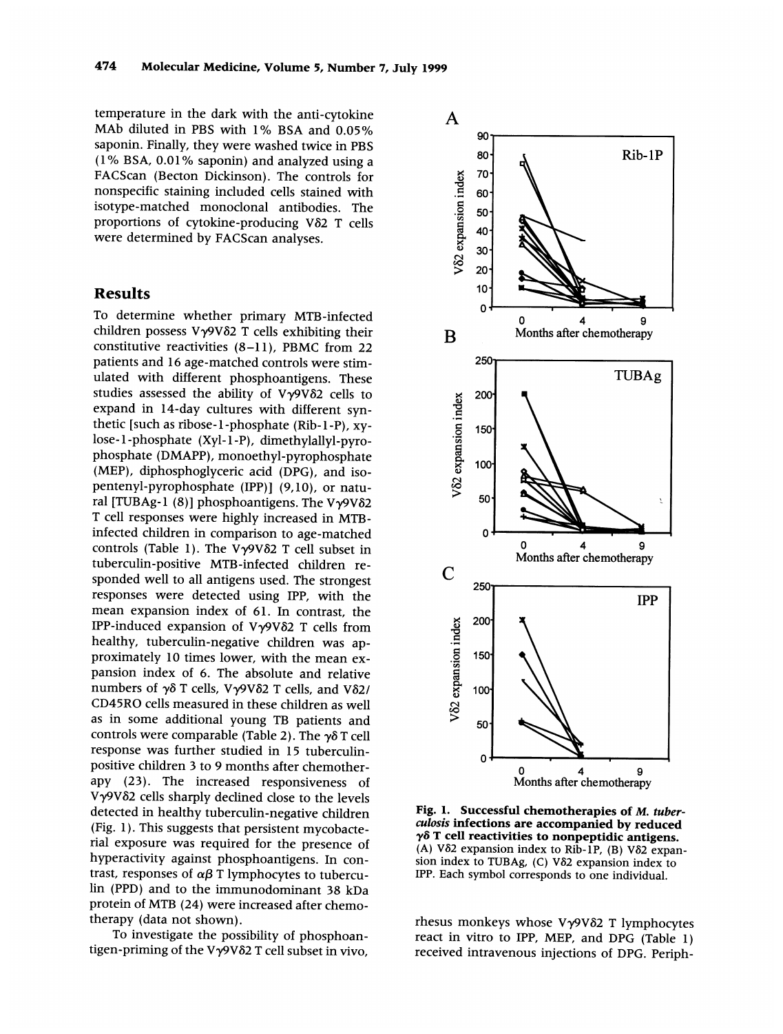temperature in the dark with the anti-cytokine MAb diluted in PBS with 1% BSA and 0.05% saponin. Finally, they were washed twice in PBS (1% BSA, 0.01% saponin) and analyzed using a FACScan (Becton Dickinson). The controls for nonspecific staining included cells stained with isotype-matched monoclonal antibodies. The proportions of cytokine-producing Vδ2 T cells were determined by FACScan analyses.

## Results

To determine whether primary MTB-infected children possess Vγ9Vδ2 T cells exhibiting their constitutive reactivities (8–11), PBMC from 22 patients and 16 age-matched controls were stimulated with different phosphoantigens. These studies assessed the ability of Vγ9Vδ2 cells to expand in 14-day cultures with different synthetic [such as ribose-1-phosphate (Rib-1-P), xylose-1-phosphate (Xyl-1-P), dimethylallyl-pyrophosphate (DMAPP), monoethyl-pyrophosphate (MEP), diphosphoglyceric acid (DPG), and isopentenyl-pyrophosphate (IPP)] (9,10), or natural [TUBAg-1 (8)] phosphoantigens. The Vγ9Vδ2 T cell responses were highly increased in MTB-infected children in comparison to age-matched controls (Table 1). The Vγ9Vδ2 T cell subset in tuberculin-positive MTB-infected children responded well to all antigens used. The strongest responses were detected using IPP, with the mean expansion index of 61. In contrast, the IPP-induced expansion of Vγ9Vδ2 T cells from healthy, tuberculin-negative children was approximately 10 times lower, with the mean expansion index of 6. The absolute and relative numbers of γδ T cells, Vγ9Vδ2 T cells, and Vδ2/CD45RO cells measured in these children as well as in some additional young TB patients and controls were comparable (Table 2). The γδ T cell response was further studied in 15 tuberculin-positive children 3 to 9 months after chemotherapy (23). The increased responsiveness of Vγ9Vδ2 cells sharply declined close to the levels detected in healthy tuberculin-negative children (Fig. 1). This suggests that persistent mycobacterial exposure was required for the presence of hyperactivity against phosphoantigens. In contrast, responses of αβ T lymphocytes to tuberculin (PPD) and to the immunodominant 38 kDa protein of MTB (24) were increased after chemotherapy (data not shown).

To investigate the possibility of phosphoantigen-priming of the Vγ9Vδ2 T cell subset in vivo, rhesus monkeys whose Vγ9Vδ2 T lymphocytes react in vitro to IPP, MEP, and DPG (Table 1) received intravenous injections of DPG. Periph-

**Fig. 1. Successful chemotherapies of *M. tuberculosis* infections are accompanied by reduced γδ T cell reactivities to nonpeptidic antigens.** (A) Vδ2 expansion index to Rib-1P, (B) Vδ2 expansion index to TUBAg, (C) Vδ2 expansion index to IPP. Each symbol corresponds to one individual.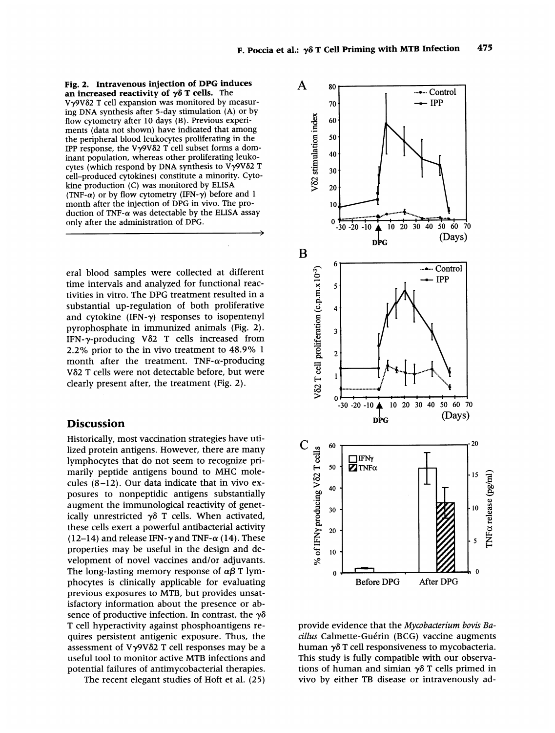**Fig. 2. Intravenous injection of DPG induces an increased reactivity of γδ T cells.** The Vγ9Vδ2 T cell expansion was monitored by measuring DNA synthesis after 5-day stimulation (A) or by flow cytometry after 10 days (B). Previous experiments (data not shown) have indicated that among the peripheral blood leukocytes proliferating in the IPP response, the Vγ9Vδ2 T cell subset forms a dominant population, whereas other proliferating leukocytes (which respond by DNA synthesis to Vγ9Vδ2 T cell–produced cytokines) constitute a minority. Cytokine production (C) was monitored by ELISA (TNF-α) or by flow cytometry (IFN-γ) before and 1 month after the injection of DPG in vivo. The production of TNF-α was detectable by the ELISA assay only after the administration of DPG.

eral blood samples were collected at different time intervals and analyzed for functional reactivities in vitro. The DPG treatment resulted in a substantial up-regulation of both proliferative and cytokine (IFN-γ) responses to isopentenyl pyrophosphate in immunized animals (Fig. 2). IFN-γ-producing Vδ2 T cells increased from 2.2% prior to the in vivo treatment to 48.9% 1 month after the treatment. TNF-α-producing Vδ2 T cells were not detectable before, but were clearly present after, the treatment (Fig. 2).

## Discussion

Historically, most vaccination strategies have utilized protein antigens. However, there are many lymphocytes that do not seem to recognize primarily peptide antigens bound to MHC molecules (8–12). Our data indicate that in vivo exposures to nonpeptidic antigens substantially augment the immunological reactivity of genetically unrestricted γδ T cells. When activated, these cells exert a powerful antibacterial activity (12–14) and release IFN-γ and TNF-α (14). These properties may be useful in the design and development of novel vaccines and/or adjuvants. The long-lasting memory response of αβ T lymphocytes is clinically applicable for evaluating previous exposures to MTB, but provides unsatisfactory information about the presence or absence of productive infection. In contrast, the γδ T cell hyperactivity against phosphoantigens requires persistent antigenic exposure. Thus, the assessment of Vγ9Vδ2 T cell responses may be a useful tool to monitor active MTB infections and potential failures of antimycobacterial therapies.

The recent elegant studies of Hoft et al. (25) provide evidence that the *Mycobacterium bovis Bacillus* Calmette-Guérin (BCG) vaccine augments human γδ T cell responsiveness to mycobacteria. This study is fully compatible with our observations of human and simian γδ T cells primed in vivo by either TB disease or intravenously ad-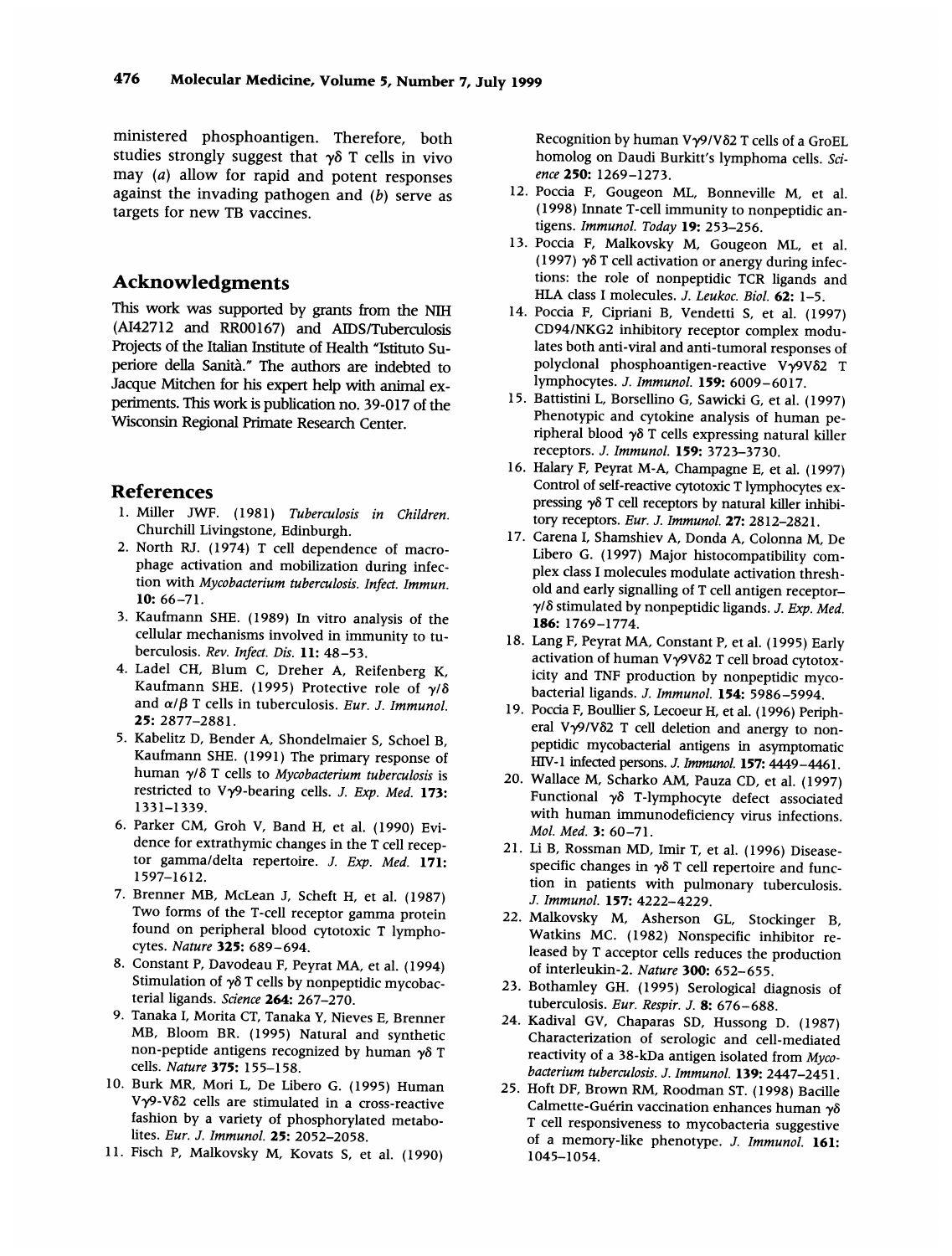ministered phosphoantigen. Therefore, both studies strongly suggest that γδ T cells in vivo may (*a*) allow for rapid and potent responses against the invading pathogen and (*b*) serve as targets for new TB vaccines.

## Acknowledgments

This work was supported by grants from the NIH (AI42712 and RR00167) and AIDS/Tuberculosis Projects of the Italian Institute of Health "Istituto Superiore della Sanità." The authors are indebted to Jacque Mitchen for his expert help with animal experiments. This work is publication no. 39-017 of the Wisconsin Regional Primate Research Center.

## References

1. Miller JWF. (1981) *Tuberculosis in Children.* Churchill Livingstone, Edinburgh.
2. North RJ. (1974) T cell dependence of macrophage activation and mobilization during infection with *Mycobacterium tuberculosis*. *Infect. Immun.* **10:** 66–71.
3. Kaufmann SHE. (1989) In vitro analysis of the cellular mechanisms involved in immunity to tuberculosis. *Rev. Infect. Dis.* **11:** 48–53.
4. Ladel CH, Blum C, Dreher A, Reifenberg K, Kaufmann SHE. (1995) Protective role of γ/δ and α/β T cells in tuberculosis. *Eur. J. Immunol.* **25:** 2877–2881.
5. Kabelitz D, Bender A, Shondelmaier S, Schoel B, Kaufmann SHE. (1991) The primary response of human γ/δ T cells to *Mycobacterium tuberculosis* is restricted to Vγ9-bearing cells. *J. Exp. Med.* **173:** 1331–1339.
6. Parker CM, Groh V, Band H, et al. (1990) Evidence for extrathymic changes in the T cell receptor gamma/delta repertoire. *J. Exp. Med.* **171:** 1597–1612.
7. Brenner MB, McLean J, Scheft H, et al. (1987) Two forms of the T-cell receptor gamma protein found on peripheral blood cytotoxic T lymphocytes. *Nature* **325:** 689–694.
8. Constant P, Davodeau F, Peyrat MA, et al. (1994) Stimulation of γδ T cells by nonpeptidic mycobacterial ligands. *Science* **264:** 267–270.
9. Tanaka I, Morita CT, Tanaka Y, Nieves E, Brenner MB, Bloom BR. (1995) Natural and synthetic non-peptide antigens recognized by human γδ T cells. *Nature* **375:** 155–158.
10. Burk MR, Mori L, De Libero G. (1995) Human Vγ9-Vδ2 cells are stimulated in a cross-reactive fashion by a variety of phosphorylated metabolites. *Eur. J. Immunol.* **25:** 2052–2058.
11. Fisch P, Malkovsky M, Kovats S, et al. (1990) Recognition by human Vγ9/Vδ2 T cells of a GroEL homolog on Daudi Burkitt's lymphoma cells. *Science* **250:** 1269–1273.
12. Poccia F, Gougeon ML, Bonneville M, et al. (1998) Innate T-cell immunity to nonpeptidic antigens. *Immunol. Today* **19:** 253–256.
13. Poccia F, Malkovsky M, Gougeon ML, et al. (1997) γδ T cell activation or anergy during infections: the role of nonpeptidic TCR ligands and HLA class I molecules. *J. Leukoc. Biol.* **62:** 1–5.
14. Poccia F, Cipriani B, Vendetti S, et al. (1997) CD94/NKG2 inhibitory receptor complex modulates both anti-viral and anti-tumoral responses of polyclonal phosphoantigen-reactive Vγ9Vδ2 T lymphocytes. *J. Immunol.* **159:** 6009–6017.
15. Battistini L, Borsellino G, Sawicki G, et al. (1997) Phenotypic and cytokine analysis of human peripheral blood γδ T cells expressing natural killer receptors. *J. Immunol.* **159:** 3723–3730.
16. Halary F, Peyrat M-A, Champagne E, et al. (1997) Control of self-reactive cytotoxic T lymphocytes expressing γδ T cell receptors by natural killer inhibitory receptors. *Eur. J. Immunol.* **27:** 2812–2821.
17. Carena I, Shamshiev A, Donda A, Colonna M, De Libero G. (1997) Major histocompatibility complex class I molecules modulate activation threshold and early signalling of T cell antigen receptor–γ/δ stimulated by nonpeptidic ligands. *J. Exp. Med.* **186:** 1769–1774.
18. Lang F, Peyrat MA, Constant P, et al. (1995) Early activation of human Vγ9Vδ2 T cell broad cytotoxicity and TNF production by nonpeptidic mycobacterial ligands. *J. Immunol.* **154:** 5986–5994.
19. Poccia F, Boullier S, Lecoeur H, et al. (1996) Peripheral Vγ9/Vδ2 T cell deletion and anergy to nonpeptidic mycobacterial antigens in asymptomatic HIV-1 infected persons. *J. Immunol.* **157:** 4449–4461.
20. Wallace M, Scharko AM, Pauza CD, et al. (1997) Functional γδ T-lymphocyte defect associated with human immunodeficiency virus infections. *Mol. Med.* **3:** 60–71.
21. Li B, Rossman MD, Imir T, et al. (1996) Disease-specific changes in γδ T cell repertoire and function in patients with pulmonary tuberculosis. *J. Immunol.* **157:** 4222–4229.
22. Malkovsky M, Asherson GL, Stockinger B, Watkins MC. (1982) Nonspecific inhibitor released by T acceptor cells reduces the production of interleukin-2. *Nature* **300:** 652–655.
23. Bothamley GH. (1995) Serological diagnosis of tuberculosis. *Eur. Respir. J.* **8:** 676–688.
24. Kadival GV, Chaparas SD, Hussong D. (1987) Characterization of serologic and cell-mediated reactivity of a 38-kDa antigen isolated from *Mycobacterium tuberculosis*. *J. Immunol.* **139:** 2447–2451.
25. Hoft DF, Brown RM, Roodman ST. (1998) Bacille Calmette-Guérin vaccination enhances human γδ T cell responsiveness to mycobacteria suggestive of a memory-like phenotype. *J. Immunol.* **161:** 1045–1054.